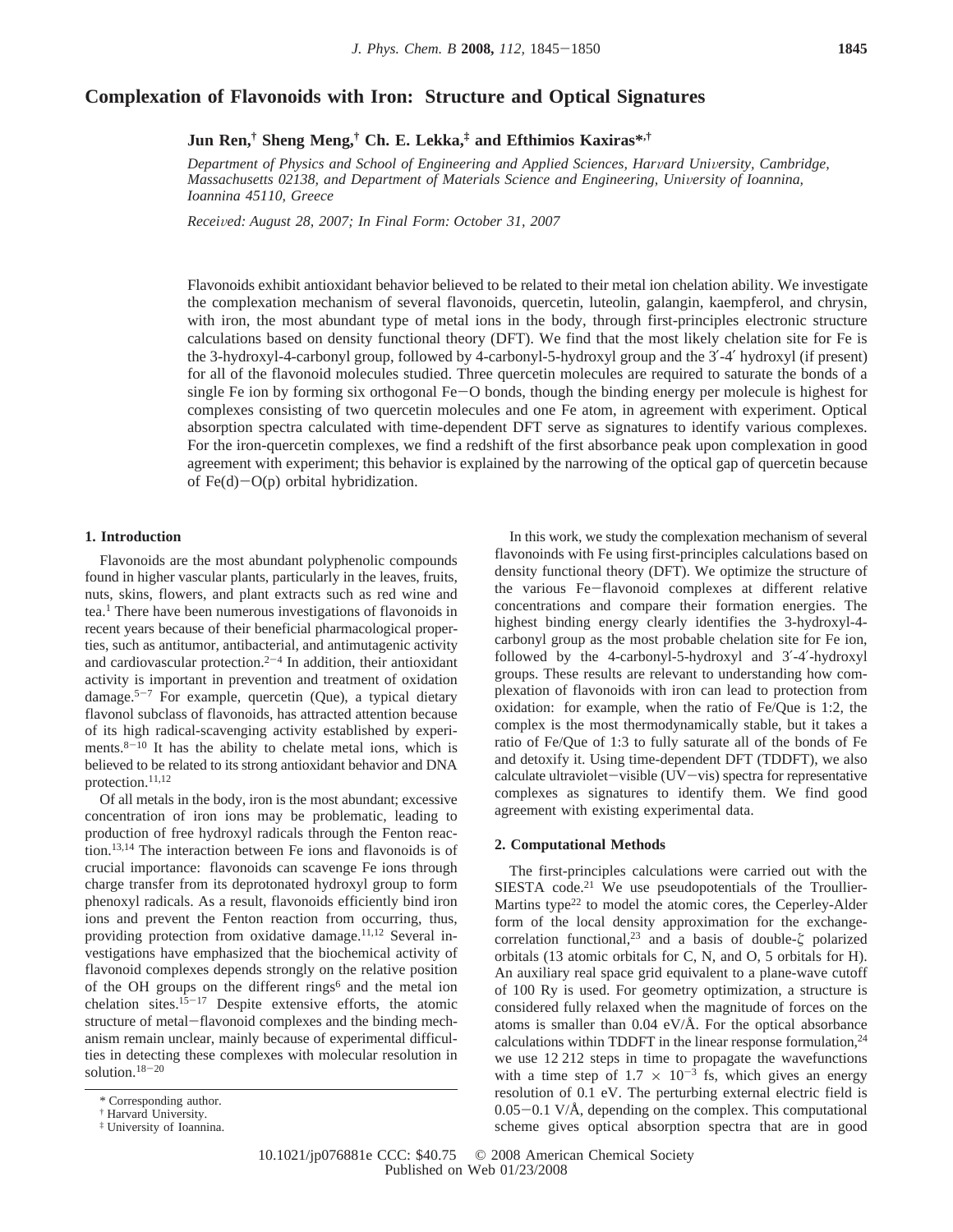# Complexation of Flavonoids with Iron: Structure and Optical Signatures

**Jun Ren,[†] Sheng Meng,[†] Ch. E. Lekka,[‡] and Efthimios Kaxiras*[,†]**

*Department of Physics and School of Engineering and Applied Sciences, Harvard University, Cambridge, Massachusetts 02138, and Department of Materials Science and Engineering, University of Ioannina, Ioannina 45110, Greece*

*Received: August 28, 2007; In Final Form: October 31, 2007*

Flavonoids exhibit antioxidant behavior believed to be related to their metal ion chelation ability. We investigate the complexation mechanism of several flavonoids, quercetin, luteolin, galangin, kaempferol, and chrysin, with iron, the most abundant type of metal ions in the body, through first-principles electronic structure calculations based on density functional theory (DFT). We find that the most likely chelation site for Fe is the 3-hydroxyl-4-carbonyl group, followed by 4-carbonyl-5-hydroxyl group and the 3′-4′ hydroxyl (if present) for all of the flavonoid molecules studied. Three quercetin molecules are required to saturate the bonds of a single Fe ion by forming six orthogonal Fe−O bonds, though the binding energy per molecule is highest for complexes consisting of two quercetin molecules and one Fe atom, in agreement with experiment. Optical absorption spectra calculated with time-dependent DFT serve as signatures to identify various complexes. For the iron-quercetin complexes, we find a redshift of the first absorbance peak upon complexation in good agreement with experiment; this behavior is explained by the narrowing of the optical gap of quercetin because of Fe(d)−O(p) orbital hybridization.

## 1. Introduction

Flavonoids are the most abundant polyphenolic compounds found in higher vascular plants, particularly in the leaves, fruits, nuts, skins, flowers, and plant extracts such as red wine and tea.[1] There have been numerous investigations of flavonoids in recent years because of their beneficial pharmacological properties, such as antitumor, antibacterial, and antimutagenic activity and cardiovascular protection.[2−4] In addition, their antioxidant activity is important in prevention and treatment of oxidation damage.[5−7] For example, quercetin (Que), a typical dietary flavonol subclass of flavonoids, has attracted attention because of its high radical-scavenging activity established by experiments.[8−10] It has the ability to chelate metal ions, which is believed to be related to its strong antioxidant behavior and DNA protection.[11,12]

Of all metals in the body, iron is the most abundant; excessive concentration of iron ions may be problematic, leading to production of free hydroxyl radicals through the Fenton reaction.[13,14] The interaction between Fe ions and flavonoids is of crucial importance: flavonoids can scavenge Fe ions through charge transfer from its deprotonated hydroxyl group to form phenoxyl radicals. As a result, flavonoids efficiently bind iron ions and prevent the Fenton reaction from occurring, thus, providing protection from oxidative damage.[11,12] Several investigations have emphasized that the biochemical activity of flavonoid complexes depends strongly on the relative position of the OH groups on the different rings[6] and the metal ion chelation sites.[15−17] Despite extensive efforts, the atomic structure of metal−flavonoid complexes and the binding mechanism remain unclear, mainly because of experimental difficulties in detecting these complexes with molecular resolution in solution.[18−20]

In this work, we study the complexation mechanism of several flavonoinds with Fe using first-principles calculations based on density functional theory (DFT). We optimize the structure of the various Fe−flavonoid complexes at different relative concentrations and compare their formation energies. The highest binding energy clearly identifies the 3-hydroxyl-4-carbonyl group as the most probable chelation site for Fe ion, followed by the 4-carbonyl-5-hydroxyl and 3′-4′-hydroxyl groups. These results are relevant to understanding how complexation of flavonoids with iron can lead to protection from oxidation: for example, when the ratio of Fe/Que is 1:2, the complex is the most thermodynamically stable, but it takes a ratio of Fe/Que of 1:3 to fully saturate all of the bonds of Fe and detoxify it. Using time-dependent DFT (TDDFT), we also calculate ultraviolet−visible (UV−vis) spectra for representative complexes as signatures to identify them. We find good agreement with existing experimental data.

## 2. Computational Methods

The first-principles calculations were carried out with the SIESTA code.[21] We use pseudopotentials of the Troullier-Martins type[22] to model the atomic cores, the Ceperley-Alder form of the local density approximation for the exchange-correlation functional,[23] and a basis of double-$\zeta$ polarized orbitals (13 atomic orbitals for C, N, and O, 5 orbitals for H). An auxiliary real space grid equivalent to a plane-wave cutoff of 100 Ry is used. For geometry optimization, a structure is considered fully relaxed when the magnitude of forces on the atoms is smaller than 0.04 eV/Å. For the optical absorbance calculations within TDDFT in the linear response formulation,[24] we use 12 212 steps in time to propagate the wavefunctions with a time step of $1.7 \times 10^{-3}$ fs, which gives an energy resolution of 0.1 eV. The perturbing external electric field is 0.05−0.1 V/Å, depending on the complex. This computational scheme gives optical absorption spectra that are in good

\* Corresponding author.
[†] Harvard University.
[‡] University of Ioannina.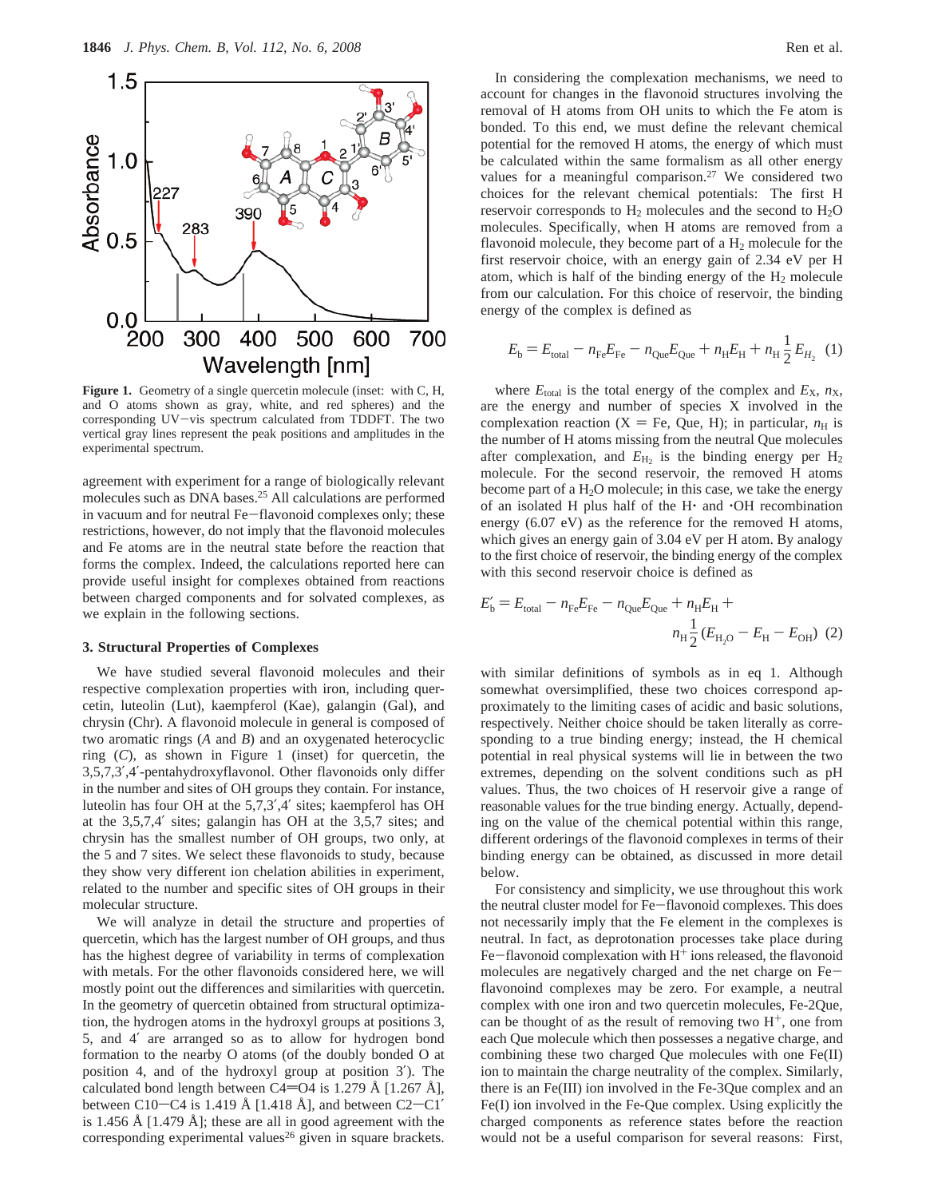**Figure 1.** Geometry of a single quercetin molecule (inset: with C, H, and O atoms shown as gray, white, and red spheres) and the corresponding UV−vis spectrum calculated from TDDFT. The two vertical gray lines represent the peak positions and amplitudes in the experimental spectrum.

agreement with experiment for a range of biologically relevant molecules such as DNA bases.[25] All calculations are performed in vacuum and for neutral Fe−flavonoid complexes only; these restrictions, however, do not imply that the flavonoid molecules and Fe atoms are in the neutral state before the reaction that forms the complex. Indeed, the calculations reported here can provide useful insight for complexes obtained from reactions between charged components and for solvated complexes, as we explain in the following sections.

### 3. Structural Properties of Complexes

We have studied several flavonoid molecules and their respective complexation properties with iron, including quercetin, luteolin (Lut), kaempferol (Kae), galangin (Gal), and chrysin (Chr). A flavonoid molecule in general is composed of two aromatic rings (*A* and *B*) and an oxygenated heterocyclic ring (*C*), as shown in Figure 1 (inset) for quercetin, the 3,5,7,3′,4′-pentahydroxyflavonol. Other flavonoids only differ in the number and sites of OH groups they contain. For instance, luteolin has four OH at the 5,7,3′,4′ sites; kaempferol has OH at the 3,5,7,4′ sites; galangin has OH at the 3,5,7 sites; and chrysin has the smallest number of OH groups, two only, at the 5 and 7 sites. We select these flavonoids to study, because they show very different ion chelation abilities in experiment, related to the number and specific sites of OH groups in their molecular structure.

We will analyze in detail the structure and properties of quercetin, which has the largest number of OH groups, and thus has the highest degree of variability in terms of complexation with metals. For the other flavonoids considered here, we will mostly point out the differences and similarities with quercetin. In the geometry of quercetin obtained from structural optimization, the hydrogen atoms in the hydroxyl groups at positions 3, 5, and 4′ are arranged so as to allow for hydrogen bond formation to the nearby O atoms (of the doubly bonded O at position 4, and of the hydroxyl group at position 3′). The calculated bond length between C4═O4 is 1.279 Å [1.267 Å], between C10−C4 is 1.419 Å [1.418 Å], and between C2−C1′ is 1.456 Å [1.479 Å]; these are all in good agreement with the corresponding experimental values[26] given in square brackets.

In considering the complexation mechanisms, we need to account for changes in the flavonoid structures involving the removal of H atoms from OH units to which the Fe atom is bonded. To this end, we must define the relevant chemical potential for the removed H atoms, the energy of which must be calculated within the same formalism as all other energy values for a meaningful comparison.[27] We considered two choices for the relevant chemical potentials: The first H reservoir corresponds to $H_2$ molecules and the second to $H_2O$ molecules. Specifically, when H atoms are removed from a flavonoid molecule, they become part of a $H_2$ molecule for the first reservoir choice, with an energy gain of 2.34 eV per H atom, which is half of the binding energy of the $H_2$ molecule from our calculation. For this choice of reservoir, the binding energy of the complex is defined as

$$E_b = E_{total} - n_{Fe}E_{Fe} - n_{Que}E_{Que} + n_H E_H + n_H \frac{1}{2} E_{H_2} \quad (1)$$

where $E_{total}$ is the total energy of the complex and $E_X$, $n_X$, are the energy and number of species X involved in the complexation reaction (X = Fe, Que, H); in particular, $n_H$ is the number of H atoms missing from the neutral Que molecules after complexation, and $E_{H_2}$ is the binding energy per $H_2$ molecule. For the second reservoir, the removed H atoms become part of a $H_2O$ molecule; in this case, we take the energy of an isolated H plus half of the H· and ·OH recombination energy (6.07 eV) as the reference for the removed H atoms, which gives an energy gain of 3.04 eV per H atom. By analogy to the first choice of reservoir, the binding energy of the complex with this second reservoir choice is defined as

$$E'_b = E_{total} - n_{Fe}E_{Fe} - n_{Que}E_{Que} + n_H E_H + n_H \frac{1}{2}(E_{H_2O} - E_H - E_{OH}) \quad (2)$$

with similar definitions of symbols as in eq 1. Although somewhat oversimplified, these two choices correspond approximately to the limiting cases of acidic and basic solutions, respectively. Neither choice should be taken literally as corresponding to a true binding energy; instead, the H chemical potential in real physical systems will lie in between the two extremes, depending on the solvent conditions such as pH values. Thus, the two choices of H reservoir give a range of reasonable values for the true binding energy. Actually, depending on the value of the chemical potential within this range, different orderings of the flavonoid complexes in terms of their binding energy can be obtained, as discussed in more detail below.

For consistency and simplicity, we use throughout this work the neutral cluster model for Fe−flavonoid complexes. This does not necessarily imply that the Fe element in the complexes is neutral. In fact, as deprotonation processes take place during Fe−flavonoid complexation with $H^+$ ions released, the flavonoid molecules are negatively charged and the net charge on Fe−flavonoind complexes may be zero. For example, a neutral complex with one iron and two quercetin molecules, Fe-2Que, can be thought of as the result of removing two $H^+$, one from each Que molecule which then possesses a negative charge, and combining these two charged Que molecules with one Fe(II) ion to maintain the charge neutrality of the complex. Similarly, there is an Fe(III) ion involved in the Fe-3Que complex and an Fe(I) ion involved in the Fe-Que complex. Using explicitly the charged components as reference states before the reaction would not be a useful comparison for several reasons: First,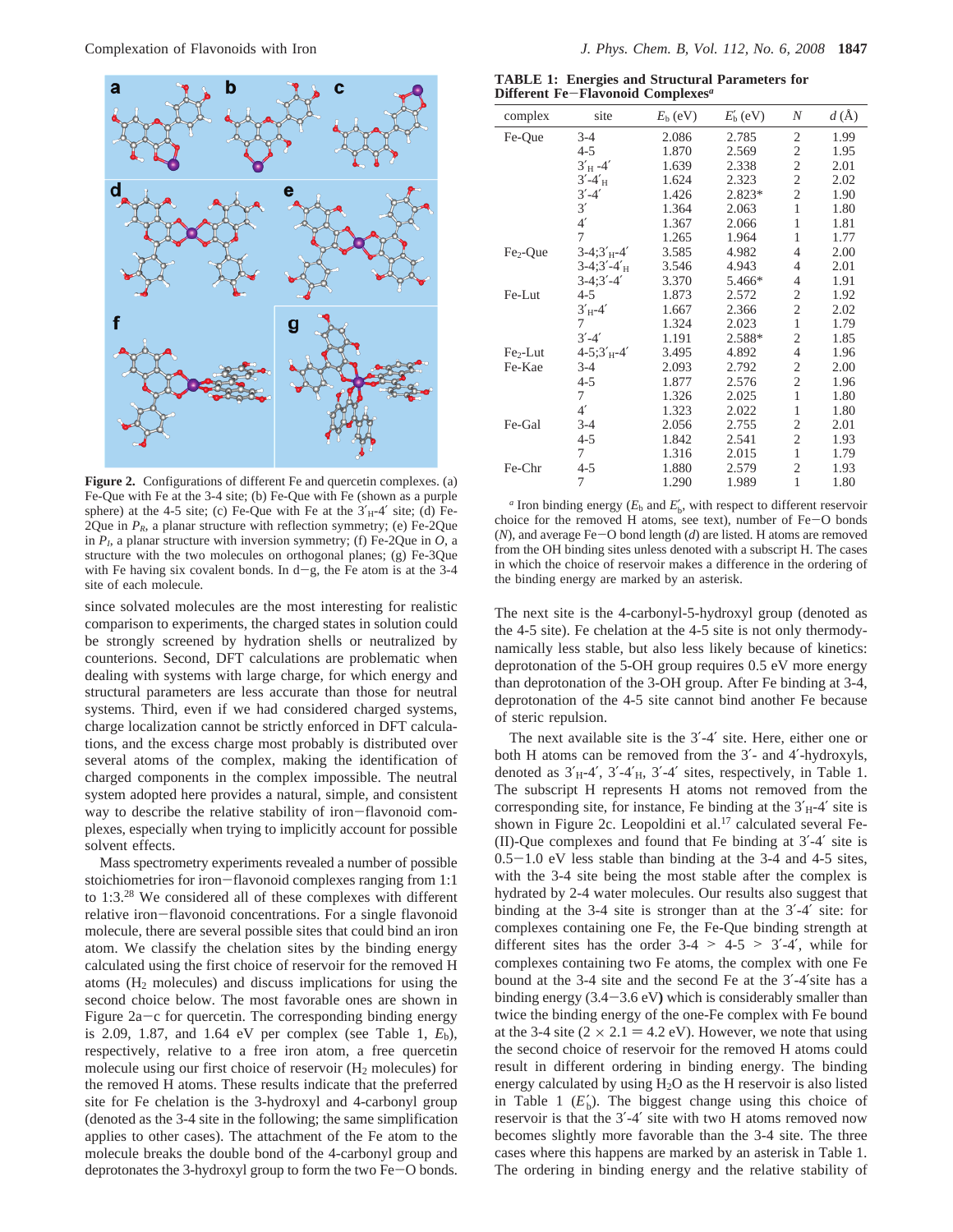Figure 2. Configurations of different Fe and quercetin complexes. (a) Fe-Que with Fe at the 3-4 site; (b) Fe-Que with Fe (shown as a purple sphere) at the 4-5 site; (c) Fe-Que with Fe at the $3'_H$-4′ site; (d) Fe-2Que in $P_R$, a planar structure with reflection symmetry; (e) Fe-2Que in $P_I$, a planar structure with inversion symmetry; (f) Fe-2Que in $O$, a structure with the two molecules on orthogonal planes; (g) Fe-3Que with Fe having six covalent bonds. In d−g, the Fe atom is at the 3-4 site of each molecule.

since solvated molecules are the most interesting for realistic comparison to experiments, the charged states in solution could be strongly screened by hydration shells or neutralized by counterions. Second, DFT calculations are problematic when dealing with systems with large charge, for which energy and structural parameters are less accurate than those for neutral systems. Third, even if we had considered charged systems, charge localization cannot be strictly enforced in DFT calculations, and the excess charge most probably is distributed over several atoms of the complex, making the identification of charged components in the complex impossible. The neutral system adopted here provides a natural, simple, and consistent way to describe the relative stability of iron−flavonoid complexes, especially when trying to implicitly account for possible solvent effects.

Mass spectrometry experiments revealed a number of possible stoichiometries for iron−flavonoid complexes ranging from 1:1 to 1:3.[28] We considered all of these complexes with different relative iron−flavonoid concentrations. For a single flavonoid molecule, there are several possible sites that could bind an iron atom. We classify the chelation sites by the binding energy calculated using the first choice of reservoir for the removed H atoms ($H_2$ molecules) and discuss implications for using the second choice below. The most favorable ones are shown in Figure 2a−c for quercetin. The corresponding binding energy is 2.09, 1.87, and 1.64 eV per complex (see Table 1, $E_b$), respectively, relative to a free iron atom, a free quercetin molecule using our first choice of reservoir ($H_2$ molecules) for the removed H atoms. These results indicate that the preferred site for Fe chelation is the 3-hydroxyl and 4-carbonyl group (denoted as the 3-4 site in the following; the same simplification applies to other cases). The attachment of the Fe atom to the molecule breaks the double bond of the 4-carbonyl group and deprotonates the 3-hydroxyl group to form the two Fe−O bonds.

TABLE 1: Energies and Structural Parameters for Different Fe−Flavonoid Complexes[a]

| complex | site | $E_b$ (eV) | $E'_b$ (eV) | $N$ | $d$ (Å) |
|---|---|---|---|---|---|
| Fe-Que | 3-4 | 2.086 | 2.785 | 2 | 1.99 |
| | 4-5 | 1.870 | 2.569 | 2 | 1.95 |
| | $3'_H$-4′ | 1.639 | 2.338 | 2 | 2.01 |
| | 3′-$4'_H$ | 1.624 | 2.323 | 2 | 2.02 |
| | 3′-4′ | 1.426 | 2.823* | 2 | 1.90 |
| | 3′ | 1.364 | 2.063 | 1 | 1.80 |
| | 4′ | 1.367 | 2.066 | 1 | 1.81 |
| | 7 | 1.265 | 1.964 | 1 | 1.77 |
| $Fe_2$-Que | 3-4;$3'_H$-4′ | 3.585 | 4.982 | 4 | 2.00 |
| | 3-4;3′-$4'_H$ | 3.546 | 4.943 | 4 | 2.01 |
| | 3-4;3′-4′ | 3.370 | 5.466* | 4 | 1.91 |
| Fe-Lut | 4-5 | 1.873 | 2.572 | 2 | 1.92 |
| | $3'_H$-4′ | 1.667 | 2.366 | 2 | 2.02 |
| | 7 | 1.324 | 2.023 | 1 | 1.79 |
| | 3′-4′ | 1.191 | 2.588* | 2 | 1.85 |
| $Fe_2$-Lut | 4-5;$3'_H$-4′ | 3.495 | 4.892 | 4 | 1.96 |
| Fe-Kae | 3-4 | 2.093 | 2.792 | 2 | 2.00 |
| | 4-5 | 1.877 | 2.576 | 2 | 1.96 |
| | 7 | 1.326 | 2.025 | 1 | 1.80 |
| | 4′ | 1.323 | 2.022 | 1 | 1.80 |
| Fe-Gal | 3-4 | 2.056 | 2.755 | 2 | 2.01 |
| | 4-5 | 1.842 | 2.541 | 2 | 1.93 |
| | 7 | 1.316 | 2.015 | 1 | 1.79 |
| Fe-Chr | 4-5 | 1.880 | 2.579 | 2 | 1.93 |
| | 7 | 1.290 | 1.989 | 1 | 1.80 |

[a] Iron binding energy ($E_b$ and $E'_b$, with respect to different reservoir choice for the removed H atoms, see text), number of Fe−O bonds ($N$), and average Fe−O bond length ($d$) are listed. H atoms are removed from the OH binding sites unless denoted with a subscript H. The cases in which the choice of reservoir makes a difference in the ordering of the binding energy are marked by an asterisk.

The next site is the 4-carbonyl-5-hydroxyl group (denoted as the 4-5 site). Fe chelation at the 4-5 site is not only thermodynamically less stable, but also less likely because of kinetics: deprotonation of the 5-OH group requires 0.5 eV more energy than deprotonation of the 3-OH group. After Fe binding at 3-4, deprotonation of the 4-5 site cannot bind another Fe because of steric repulsion.

The next available site is the 3′-4′ site. Here, either one or both H atoms can be removed from the 3′- and 4′-hydroxyls, denoted as $3'_H$-4′, 3′-$4'_H$, 3′-4′ sites, respectively, in Table 1. The subscript H represents H atoms not removed from the corresponding site, for instance, Fe binding at the $3'_H$-4′ site is shown in Figure 2c. Leopoldini et al.[17] calculated several Fe(II)-Que complexes and found that Fe binding at 3′-4′ site is 0.5−1.0 eV less stable than binding at the 3-4 and 4-5 sites, with the 3-4 site being the most stable after the complex is hydrated by 2-4 water molecules. Our results also suggest that binding at the 3-4 site is stronger than at the 3′-4′ site: for complexes containing one Fe, the Fe-Que binding strength at different sites has the order 3-4 > 4-5 > 3′-4′, while for complexes containing two Fe atoms, the complex with one Fe bound at the 3-4 site and the second Fe at the 3′-4′site has a binding energy (3.4−3.6 eV) which is considerably smaller than twice the binding energy of the one-Fe complex with Fe bound at the 3-4 site (2 × 2.1 = 4.2 eV). However, we note that using the second choice of reservoir for the removed H atoms could result in different ordering in binding energy. The binding energy calculated by using $H_2O$ as the H reservoir is also listed in Table 1 ($E'_b$). The biggest change using this choice of reservoir is that the 3′-4′ site with two H atoms removed now becomes slightly more favorable than the 3-4 site. The three cases where this happens are marked by an asterisk in Table 1. The ordering in binding energy and the relative stability of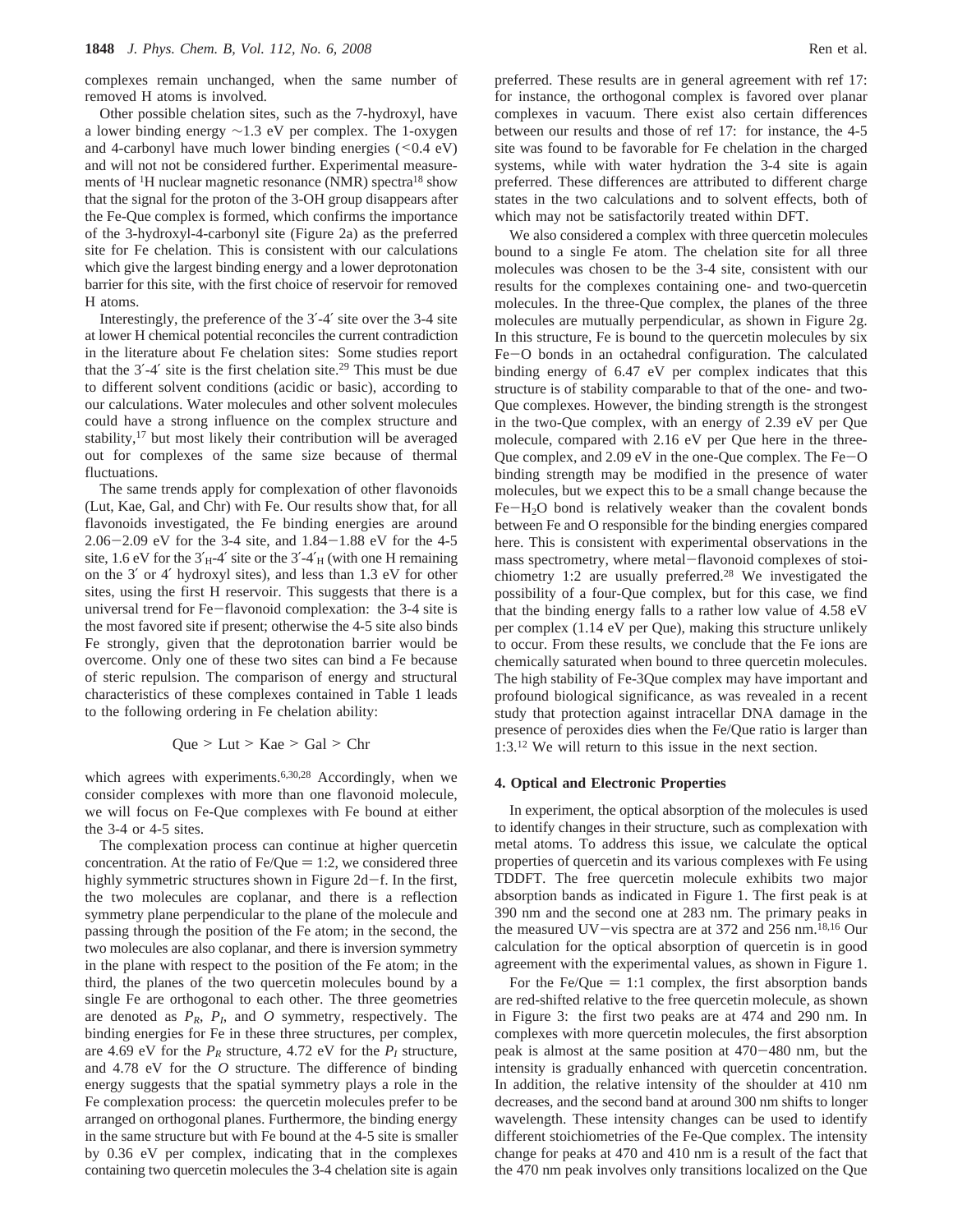complexes remain unchanged, when the same number of removed H atoms is involved.

Other possible chelation sites, such as the 7-hydroxyl, have a lower binding energy ~1.3 eV per complex. The 1-oxygen and 4-carbonyl have much lower binding energies (<0.4 eV) and will not not be considered further. Experimental measurements of $^1$H nuclear magnetic resonance (NMR) spectra[18] show that the signal for the proton of the 3-OH group disappears after the Fe-Que complex is formed, which confirms the importance of the 3-hydroxyl-4-carbonyl site (Figure 2a) as the preferred site for Fe chelation. This is consistent with our calculations which give the largest binding energy and a lower deprotonation barrier for this site, with the first choice of reservoir for removed H atoms.

Interestingly, the preference of the 3′-4′ site over the 3-4 site at lower H chemical potential reconciles the current contradiction in the literature about Fe chelation sites: Some studies report that the 3′-4′ site is the first chelation site.[29] This must be due to different solvent conditions (acidic or basic), according to our calculations. Water molecules and other solvent molecules could have a strong influence on the complex structure and stability,[17] but most likely their contribution will be averaged out for complexes of the same size because of thermal fluctuations.

The same trends apply for complexation of other flavonoids (Lut, Kae, Gal, and Chr) with Fe. Our results show that, for all flavonoids investigated, the Fe binding energies are around 2.06−2.09 eV for the 3-4 site, and 1.84−1.88 eV for the 4-5 site, 1.6 eV for the $3'_H$-4′ site or the 3′-$4'_H$ (with one H remaining on the 3′ or 4′ hydroxyl sites), and less than 1.3 eV for other sites, using the first H reservoir. This suggests that there is a universal trend for Fe−flavonoid complexation: the 3-4 site is the most favored site if present; otherwise the 4-5 site also binds Fe strongly, given that the deprotonation barrier would be overcome. Only one of these two sites can bind a Fe because of steric repulsion. The comparison of energy and structural characteristics of these complexes contained in Table 1 leads to the following ordering in Fe chelation ability:

$$\mathrm{Que} > \mathrm{Lut} > \mathrm{Kae} > \mathrm{Gal} > \mathrm{Chr}$$

which agrees with experiments.[6,30,28] Accordingly, when we consider complexes with more than one flavonoid molecule, we will focus on Fe-Que complexes with Fe bound at either the 3-4 or 4-5 sites.

The complexation process can continue at higher quercetin concentration. At the ratio of Fe/Que = 1:2, we considered three highly symmetric structures shown in Figure 2d−f. In the first, the two molecules are coplanar, and there is a reflection symmetry plane perpendicular to the plane of the molecule and passing through the position of the Fe atom; in the second, the two molecules are also coplanar, and there is inversion symmetry in the plane with respect to the position of the Fe atom; in the third, the planes of the two quercetin molecules bound by a single Fe are orthogonal to each other. The three geometries are denoted as $P_R$, $P_I$, and $O$ symmetry, respectively. The binding energies for Fe in these three structures, per complex, are 4.69 eV for the $P_R$ structure, 4.72 eV for the $P_I$ structure, and 4.78 eV for the $O$ structure. The difference of binding energy suggests that the spatial symmetry plays a role in the Fe complexation process: the quercetin molecules prefer to be arranged on orthogonal planes. Furthermore, the binding energy in the same structure but with Fe bound at the 4-5 site is smaller by 0.36 eV per complex, indicating that in the complexes containing two quercetin molecules the 3-4 chelation site is again preferred. These results are in general agreement with ref 17: for instance, the orthogonal complex is favored over planar complexes in vacuum. There exist also certain differences between our results and those of ref 17: for instance, the 4-5 site was found to be favorable for Fe chelation in the charged systems, while with water hydration the 3-4 site is again preferred. These differences are attributed to different charge states in the two calculations and to solvent effects, both of which may not be satisfactorily treated within DFT.

We also considered a complex with three quercetin molecules bound to a single Fe atom. The chelation site for all three molecules was chosen to be the 3-4 site, consistent with our results for the complexes containing one- and two-quercetin molecules. In the three-Que complex, the planes of the three molecules are mutually perpendicular, as shown in Figure 2g. In this structure, Fe is bound to the quercetin molecules by six Fe−O bonds in an octahedral configuration. The calculated binding energy of 6.47 eV per complex indicates that this structure is of stability comparable to that of the one- and two-Que complexes. However, the binding strength is the strongest in the two-Que complex, with an energy of 2.39 eV per Que molecule, compared with 2.16 eV per Que here in the three-Que complex, and 2.09 eV in the one-Que complex. The Fe−O binding strength may be modified in the presence of water molecules, but we expect this to be a small change because the Fe−$H_2O$ bond is relatively weaker than the covalent bonds between Fe and O responsible for the binding energies compared here. This is consistent with experimental observations in the mass spectrometry, where metal−flavonoid complexes of stoichiometry 1:2 are usually preferred.[28] We investigated the possibility of a four-Que complex, but for this case, we find that the binding energy falls to a rather low value of 4.58 eV per complex (1.14 eV per Que), making this structure unlikely to occur. From these results, we conclude that the Fe ions are chemically saturated when bound to three quercetin molecules. The high stability of Fe-3Que complex may have important and profound biological significance, as was revealed in a recent study that protection against intracellar DNA damage in the presence of peroxides dies when the Fe/Que ratio is larger than 1:3.[12] We will return to this issue in the next section.

## 4. Optical and Electronic Properties

In experiment, the optical absorption of the molecules is used to identify changes in their structure, such as complexation with metal atoms. To address this issue, we calculate the optical properties of quercetin and its various complexes with Fe using TDDFT. The free quercetin molecule exhibits two major absorption bands as indicated in Figure 1. The first peak is at 390 nm and the second one at 283 nm. The primary peaks in the measured UV−vis spectra are at 372 and 256 nm.[18,16] Our calculation for the optical absorption of quercetin is in good agreement with the experimental values, as shown in Figure 1.

For the Fe/Que = 1:1 complex, the first absorption bands are red-shifted relative to the free quercetin molecule, as shown in Figure 3: the first two peaks are at 474 and 290 nm. In complexes with more quercetin molecules, the first absorption peak is almost at the same position at 470−480 nm, but the intensity is gradually enhanced with quercetin concentration. In addition, the relative intensity of the shoulder at 410 nm decreases, and the second band at around 300 nm shifts to longer wavelength. These intensity changes can be used to identify different stoichiometries of the Fe-Que complex. The intensity change for peaks at 470 and 410 nm is a result of the fact that the 470 nm peak involves only transitions localized on the Que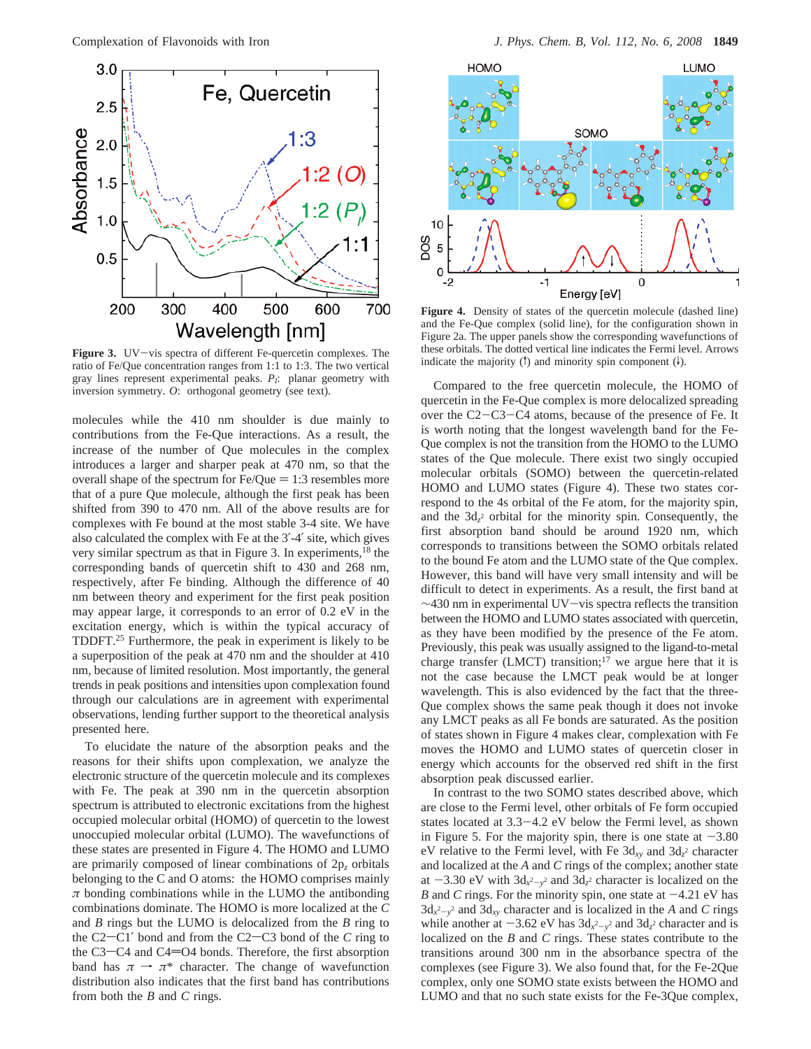**Figure 3.** UV−vis spectra of different Fe-quercetin complexes. The ratio of Fe/Que concentration ranges from 1:1 to 1:3. The two vertical gray lines represent experimental peaks. $P_I$: planar geometry with inversion symmetry. $O$: orthogonal geometry (see text).

molecules while the 410 nm shoulder is due mainly to contributions from the Fe-Que interactions. As a result, the increase of the number of Que molecules in the complex introduces a larger and sharper peak at 470 nm, so that the overall shape of the spectrum for Fe/Que = 1:3 resembles more that of a pure Que molecule, although the first peak has been shifted from 390 to 470 nm. All of the above results are for complexes with Fe bound at the most stable 3-4 site. We have also calculated the complex with Fe at the 3′-4′ site, which gives very similar spectrum as that in Figure 3. In experiments,[18] the corresponding bands of quercetin shift to 430 and 268 nm, respectively, after Fe binding. Although the difference of 40 nm between theory and experiment for the first peak position may appear large, it corresponds to an error of 0.2 eV in the excitation energy, which is within the typical accuracy of TDDFT.[25] Furthermore, the peak in experiment is likely to be a superposition of the peak at 470 nm and the shoulder at 410 nm, because of limited resolution. Most importantly, the general trends in peak positions and intensities upon complexation found through our calculations are in agreement with experimental observations, lending further support to the theoretical analysis presented here.

To elucidate the nature of the absorption peaks and the reasons for their shifts upon complexation, we analyze the electronic structure of the quercetin molecule and its complexes with Fe. The peak at 390 nm in the quercetin absorption spectrum is attributed to electronic excitations from the highest occupied molecular orbital (HOMO) of quercetin to the lowest unoccupied molecular orbital (LUMO). The wavefunctions of these states are presented in Figure 4. The HOMO and LUMO are primarily composed of linear combinations of $2p_z$ orbitals belonging to the C and O atoms: the HOMO comprises mainly $\pi$ bonding combinations while in the LUMO the antibonding combinations dominate. The HOMO is more localized at the $C$ and $B$ rings but the LUMO is delocalized from the $B$ ring to the C2−C1′ bond and from the C2−C3 bond of the $C$ ring to the C3−C4 and C4=O4 bonds. Therefore, the first absorption band has $\pi \rightarrow \pi^*$ character. The change of wavefunction distribution also indicates that the first band has contributions from both the $B$ and $C$ rings.

**Figure 4.** Density of states of the quercetin molecule (dashed line) and the Fe-Que complex (solid line), for the configuration shown in Figure 2a. The upper panels show the corresponding wavefunctions of these orbitals. The dotted vertical line indicates the Fermi level. Arrows indicate the majority (↑) and minority spin component (↓).

Compared to the free quercetin molecule, the HOMO of quercetin in the Fe-Que complex is more delocalized spreading over the C2−C3−C4 atoms, because of the presence of Fe. It is worth noting that the longest wavelength band for the Fe-Que complex is not the transition from the HOMO to the LUMO states of the Que molecule. There exist two singly occupied molecular orbitals (SOMO) between the quercetin-related HOMO and LUMO states (Figure 4). These two states correspond to the 4s orbital of the Fe atom, for the majority spin, and the $3d_{z^2}$ orbital for the minority spin. Consequently, the first absorption band should be around 1920 nm, which corresponds to transitions between the SOMO orbitals related to the bound Fe atom and the LUMO state of the Que complex. However, this band will have very small intensity and will be difficult to detect in experiments. As a result, the first band at ∼430 nm in experimental UV−vis spectra reflects the transition between the HOMO and LUMO states associated with quercetin, as they have been modified by the presence of the Fe atom. Previously, this peak was usually assigned to the ligand-to-metal charge transfer (LMCT) transition;[17] we argue here that it is not the case because the LMCT peak would be at longer wavelength. This is also evidenced by the fact that the three-Que complex shows the same peak though it does not invoke any LMCT peaks as all Fe bonds are saturated. As the position of states shown in Figure 4 makes clear, complexation with Fe moves the HOMO and LUMO states of quercetin closer in energy which accounts for the observed red shift in the first absorption peak discussed earlier.

In contrast to the two SOMO states described above, which are close to the Fermi level, other orbitals of Fe form occupied states located at 3.3−4.2 eV below the Fermi level, as shown in Figure 5. For the majority spin, there is one state at −3.80 eV relative to the Fermi level, with Fe $3d_{xy}$ and $3d_{z^2}$ character and localized at the $A$ and $C$ rings of the complex; another state at −3.30 eV with $3d_{x^2-y^2}$ and $3d_{z^2}$ character is localized on the $B$ and $C$ rings. For the minority spin, one state at −4.21 eV has $3d_{x^2-y^2}$ and $3d_{xy}$ character and is localized in the $A$ and $C$ rings while another at −3.62 eV has $3d_{x^2-y^2}$ and $3d_{z^2}$ character and is localized on the $B$ and $C$ rings. These states contribute to the transitions around 300 nm in the absorbance spectra of the complexes (see Figure 3). We also found that, for the Fe-2Que complex, only one SOMO state exists between the HOMO and LUMO and that no such state exists for the Fe-3Que complex,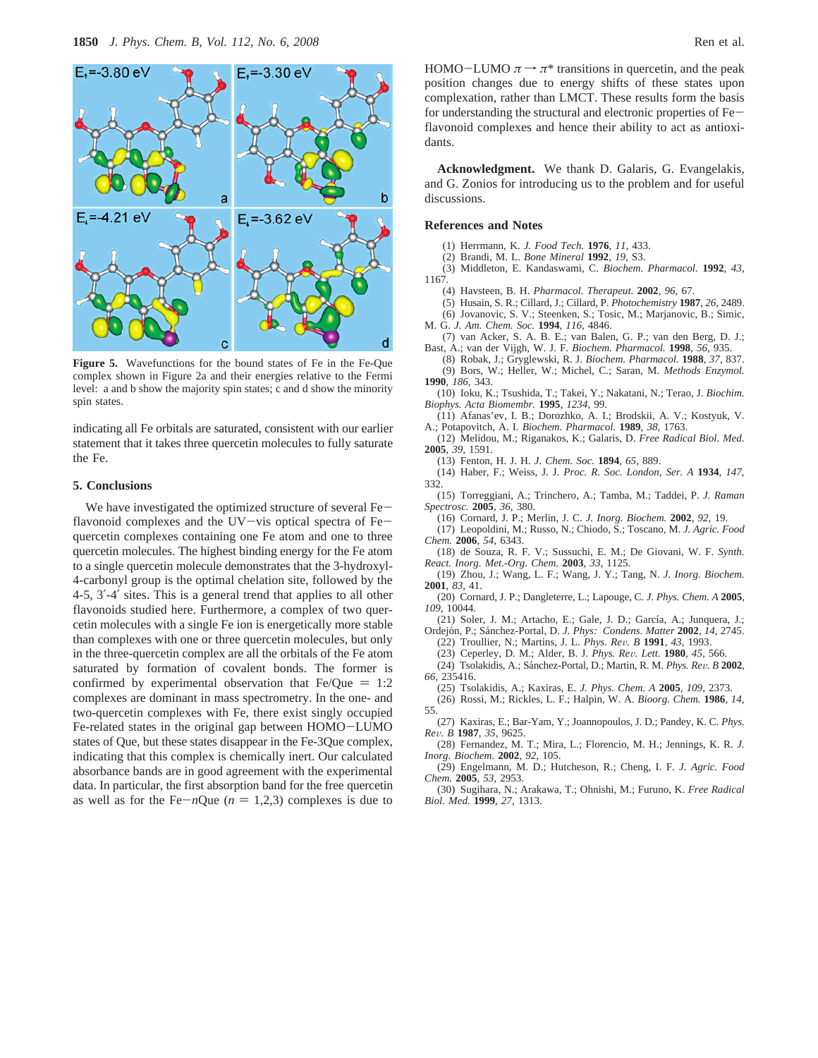$E_\uparrow$=-3.80 eV

$E_\uparrow$=-3.30 eV

a

b

$E_\downarrow$=-4.21 eV

$E_\downarrow$=-3.62 eV

c

d

**Figure 5.** Wavefunctions for the bound states of Fe in the Fe-Que complex shown in Figure 2a and their energies relative to the Fermi level: a and b show the majority spin states; c and d show the minority spin states.

indicating all Fe orbitals are saturated, consistent with our earlier statement that it takes three quercetin molecules to fully saturate the Fe.

## 5. Conclusions

We have investigated the optimized structure of several Fe−flavonoid complexes and the UV−vis optical spectra of Fe−quercetin complexes containing one Fe atom and one to three quercetin molecules. The highest binding energy for the Fe atom to a single quercetin molecule demonstrates that the 3-hydroxyl-4-carbonyl group is the optimal chelation site, followed by the 4-5, 3′-4′ sites. This is a general trend that applies to all other flavonoids studied here. Furthermore, a complex of two quercetin molecules with a single Fe ion is energetically more stable than complexes with one or three quercetin molecules, but only in the three-quercetin complex are all the orbitals of the Fe atom saturated by formation of covalent bonds. The former is confirmed by experimental observation that Fe/Que = 1:2 complexes are dominant in mass spectrometry. In the one- and two-quercetin complexes with Fe, there exist singly occupied Fe-related states in the original gap between HOMO−LUMO states of Que, but these states disappear in the Fe-3Que complex, indicating that this complex is chemically inert. Our calculated absorbance bands are in good agreement with the experimental data. In particular, the first absorption band for the free quercetin as well as for the Fe−$n$Que ($n$ = 1,2,3) complexes is due to HOMO−LUMO $\pi \rightarrow \pi^*$ transitions in quercetin, and the peak position changes due to energy shifts of these states upon complexation, rather than LMCT. These results form the basis for understanding the structural and electronic properties of Fe−flavonoid complexes and hence their ability to act as antioxidants.

**Acknowledgment.** We thank D. Galaris, G. Evangelakis, and G. Zonios for introducing us to the problem and for useful discussions.

## References and Notes

(1) Herrmann, K. *J. Food Tech.* **1976**, *11*, 433.
(2) Brandi, M. L. *Bone Mineral* **1992**, *19*, S3.
(3) Middleton, E. Kandaswami, C. *Biochem. Pharmacol.* **1992**, *43*, 1167.
(4) Havsteen, B. H. *Pharmacol. Therapeut.* **2002**, *96*, 67.
(5) Husain, S. R.; Cillard, J.; Cillard, P. *Photochemistry* **1987**, *26*, 2489.
(6) Jovanovic, S. V.; Steenken, S.; Tosic, M.; Marjanovic, B.; Simic, M. G. *J. Am. Chem. Soc.* **1994**, *116*, 4846.
(7) van Acker, S. A. B. E.; van Balen, G. P.; van den Berg, D. J.; Bast, A.; van der Vijgh, W. J. F. *Biochem. Pharmacol.* **1998**, *56*, 935.
(8) Robak, J.; Gryglewski, R. J. *Biochem. Pharmacol.* **1988**, *37*, 837.
(9) Bors, W.; Heller, W.; Michel, C.; Saran, M. *Methods Enzymol.* **1990**, *186*, 343.
(10) Ioku, K.; Tsushida, T.; Takei, Y.; Nakatani, N.; Terao, J. *Biochim. Biophys. Acta Biomembr.* **1995**, *1234*, 99.
(11) Afanas'ev, I. B.; Dorozhko, A. I.; Brodskii, A. V.; Kostyuk, V. A.; Potapovitch, A. I. *Biochem. Pharmacol.* **1989**, *38*, 1763.
(12) Melidou, M.; Riganakos, K.; Galaris, D. *Free Radical Biol. Med.* **2005**, *39*, 1591.
(13) Fenton, H. J. H. *J. Chem. Soc.* **1894**, *65*, 889.
(14) Haber, F.; Weiss, J. J. *Proc. R. Soc. London, Ser. A* **1934**, *147*, 332.
(15) Torreggiani, A.; Trinchero, A.; Tamba, M.; Taddei, P. *J. Raman Spectrosc.* **2005**, *36*, 380.
(16) Cornard, J. P.; Merlin, J. C. *J. Inorg. Biochem.* **2002**, *92*, 19.
(17) Leopoldini, M.; Russo, N.; Chiodo, S.; Toscano, M. *J. Agric. Food Chem.* **2006**, *54*, 6343.
(18) de Souza, R. F. V.; Sussuchi, E. M.; De Giovani, W. F. *Synth. React. Inorg. Met.-Org. Chem.* **2003**, *33*, 1125.
(19) Zhou, J.; Wang, L. F.; Wang, J. Y.; Tang, N. *J. Inorg. Biochem.* **2001**, *83*, 41.
(20) Cornard, J. P.; Dangleterre, L.; Lapouge, C. *J. Phys. Chem. A* **2005**, *109*, 10044.
(21) Soler, J. M.; Artacho, E.; Gale, J. D.; García, A.; Junquera, J.; Ordejón, P.; Sánchez-Portal, D. *J. Phys.: Condens. Matter* **2002**, *14*, 2745.
(22) Troullier, N.; Martins, J. L. *Phys. Rev. B* **1991**, *43*, 1993.
(23) Ceperley, D. M.; Alder, B. J. *Phys. Rev. Lett.* **1980**, *45*, 566.
(24) Tsolakidis, A.; Sánchez-Portal, D.; Martin, R. M. *Phys. Rev. B* **2002**, *66*, 235416.
(25) Tsolakidis, A.; Kaxiras, E. *J. Phys. Chem. A* **2005**, *109*, 2373.
(26) Rossi, M.; Rickles, L. F.; Halpin, W. A. *Bioorg. Chem.* **1986**, *14*, 55.
(27) Kaxiras, E.; Bar-Yam, Y.; Joannopoulos, J. D.; Pandey, K. C. *Phys. Rev. B* **1987**, *35*, 9625.
(28) Fernandez, M. T.; Mira, L.; Florencio, M. H.; Jennings, K. R. *J. Inorg. Biochem.* **2002**, *92*, 105.
(29) Engelmann, M. D.; Hutcheson, R.; Cheng, I. F. *J. Agric. Food Chem.* **2005**, *53*, 2953.
(30) Sugihara, N.; Arakawa, T.; Ohnishi, M.; Furuno, K. *Free Radical Biol. Med.* **1999**, *27*, 1313.